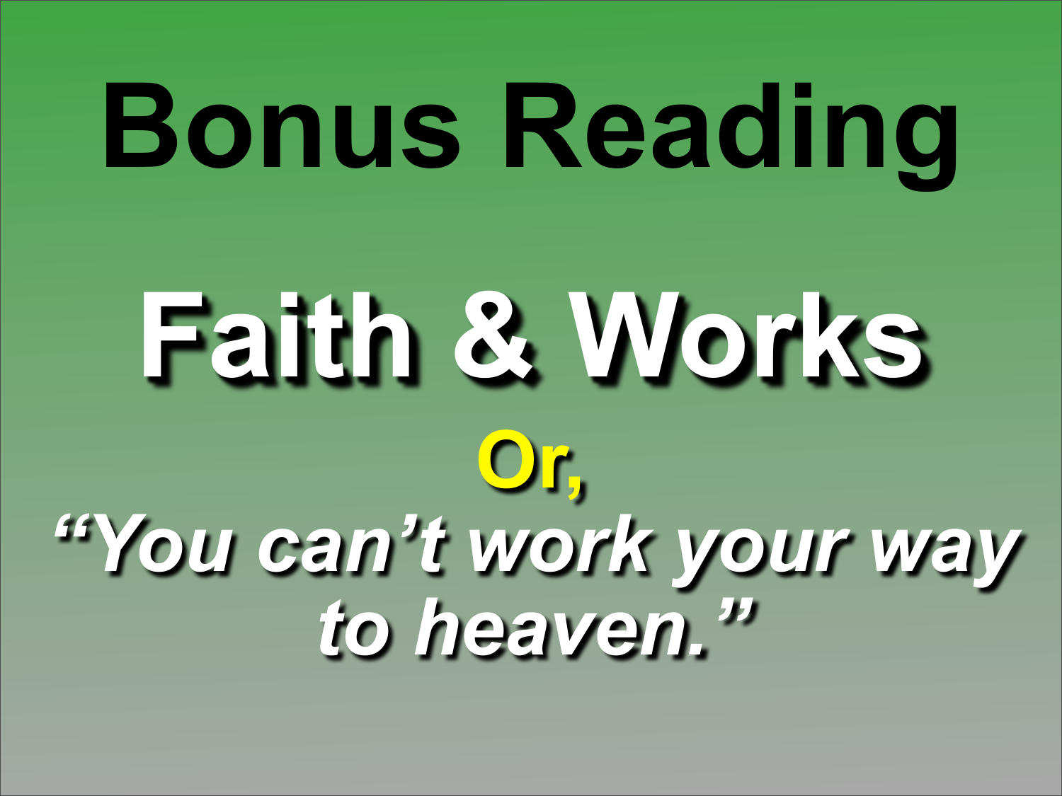# Bonus Reading

## Faith & Works

**Or,**

***"You can't work your way to heaven."***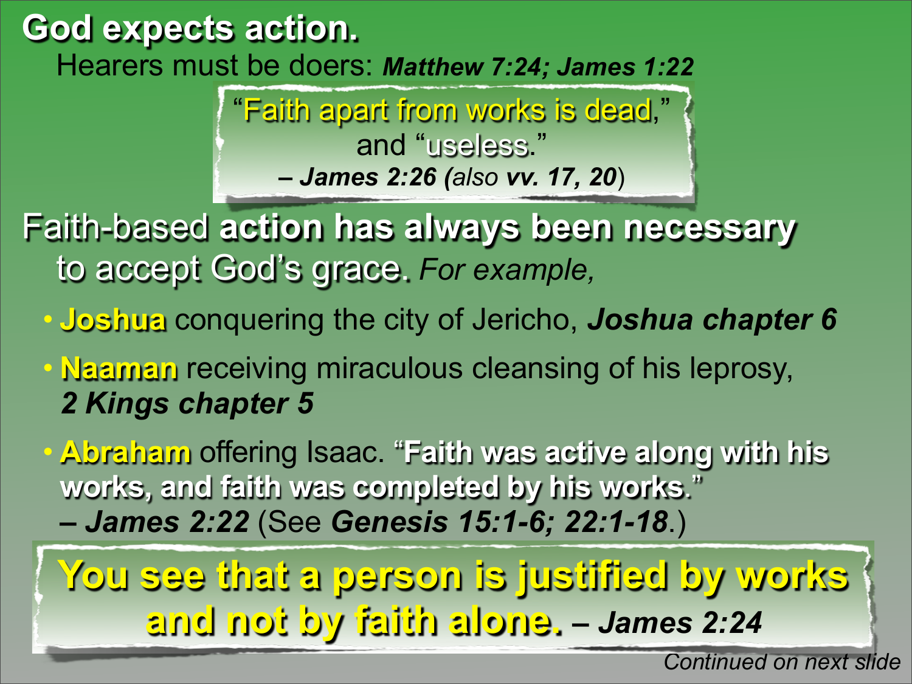# God expects action.

Hearers must be doers: ***Matthew 7:24; James 1:22***

> "Faith apart from works is dead,"
> and "useless."
> ***– James 2:26*** (*also* ***vv. 17, 20***)

Faith-based **action has always been necessary** to accept God's grace. *For example,*

- **Joshua** conquering the city of Jericho, ***Joshua chapter 6***
- **Naaman** receiving miraculous cleansing of his leprosy, ***2 Kings chapter 5***
- **Abraham** offering Isaac. "**Faith was active along with his works, and faith was completed by his works.**" ***– James 2:22*** (See ***Genesis 15:1-6; 22:1-18***.)

> **You see that a person is justified by works and not by faith alone.** ***– James 2:24***

*Continued on next slide*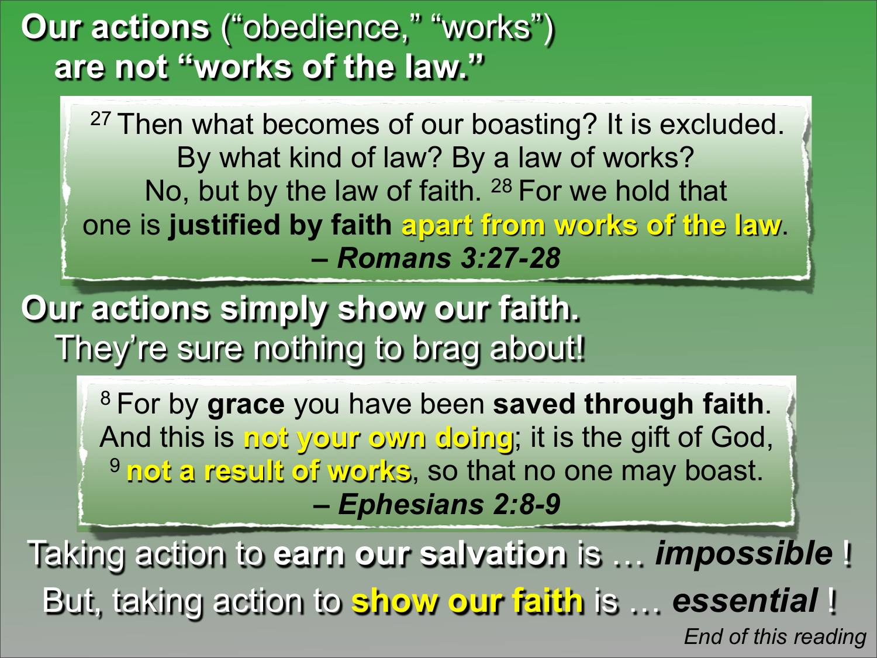**Our actions** ("obedience," "works") **are not "works of the law."**

> [27] Then what becomes of our boasting? It is excluded. By what kind of law? By a law of works? No, but by the law of faith. [28] For we hold that one is **justified by faith** **apart from works of the law**.
> ***– Romans 3:27-28***

**Our actions simply show our faith.**
They're sure nothing to brag about!

> [8] For by **grace** you have been **saved through faith**. And this is **not your own doing**; it is the gift of God, [9] **not a result of works**, so that no one may boast.
> ***– Ephesians 2:8-9***

Taking action to **earn our salvation** is … ***impossible*** !

But, taking action to **show our faith** is … ***essential*** !

*End of this reading*